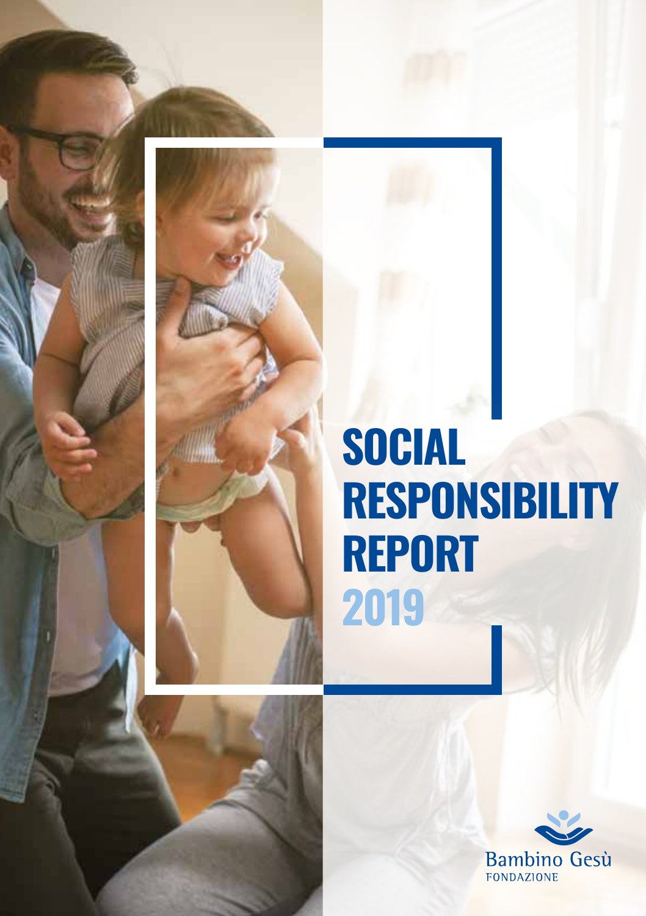# SOCIAL RESPONSIBILITY REPORT 2019

Bambino Gesù
FONDAZIONE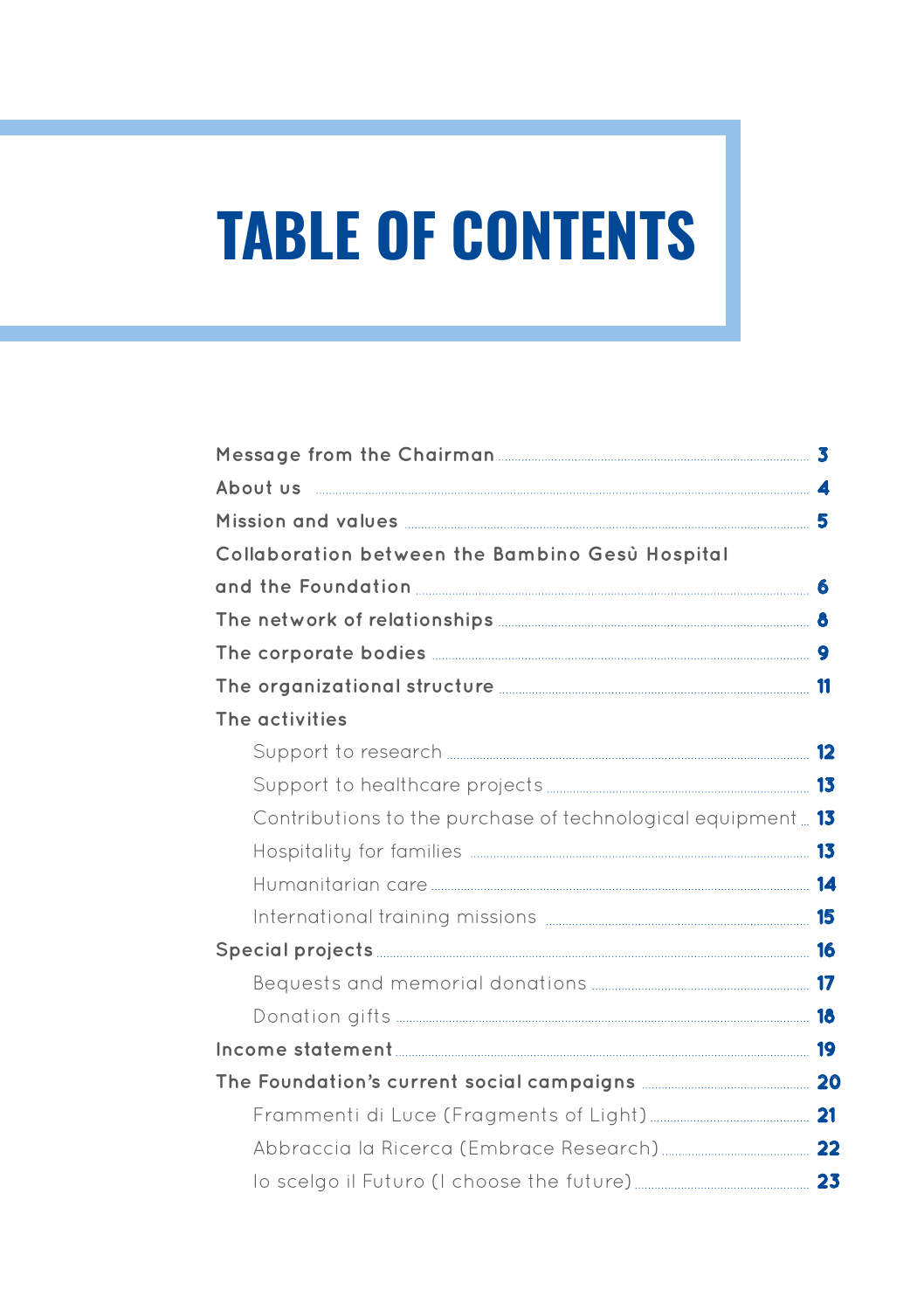# TABLE OF CONTENTS

- Message from the Chairman ........ 3
- About us ........ 4
- Mission and values ........ 5
- Collaboration between the Bambino Gesù Hospital and the Foundation ........ 6
- The network of relationships ........ 8
- The corporate bodies ........ 9
- The organizational structure ........ 11
- The activities
  - Support to research ........ 12
  - Support to healthcare projects ........ 13
  - Contributions to the purchase of technological equipment ........ 13
  - Hospitality for families ........ 13
  - Humanitarian care ........ 14
  - International training missions ........ 15
- Special projects ........ 16
  - Bequests and memorial donations ........ 17
  - Donation gifts ........ 18
- Income statement ........ 19
- The Foundation's current social campaigns ........ 20
  - Frammenti di Luce (Fragments of Light) ........ 21
  - Abbraccia la Ricerca (Embrace Research) ........ 22
  - Io scelgo il Futuro (I choose the future) ........ 23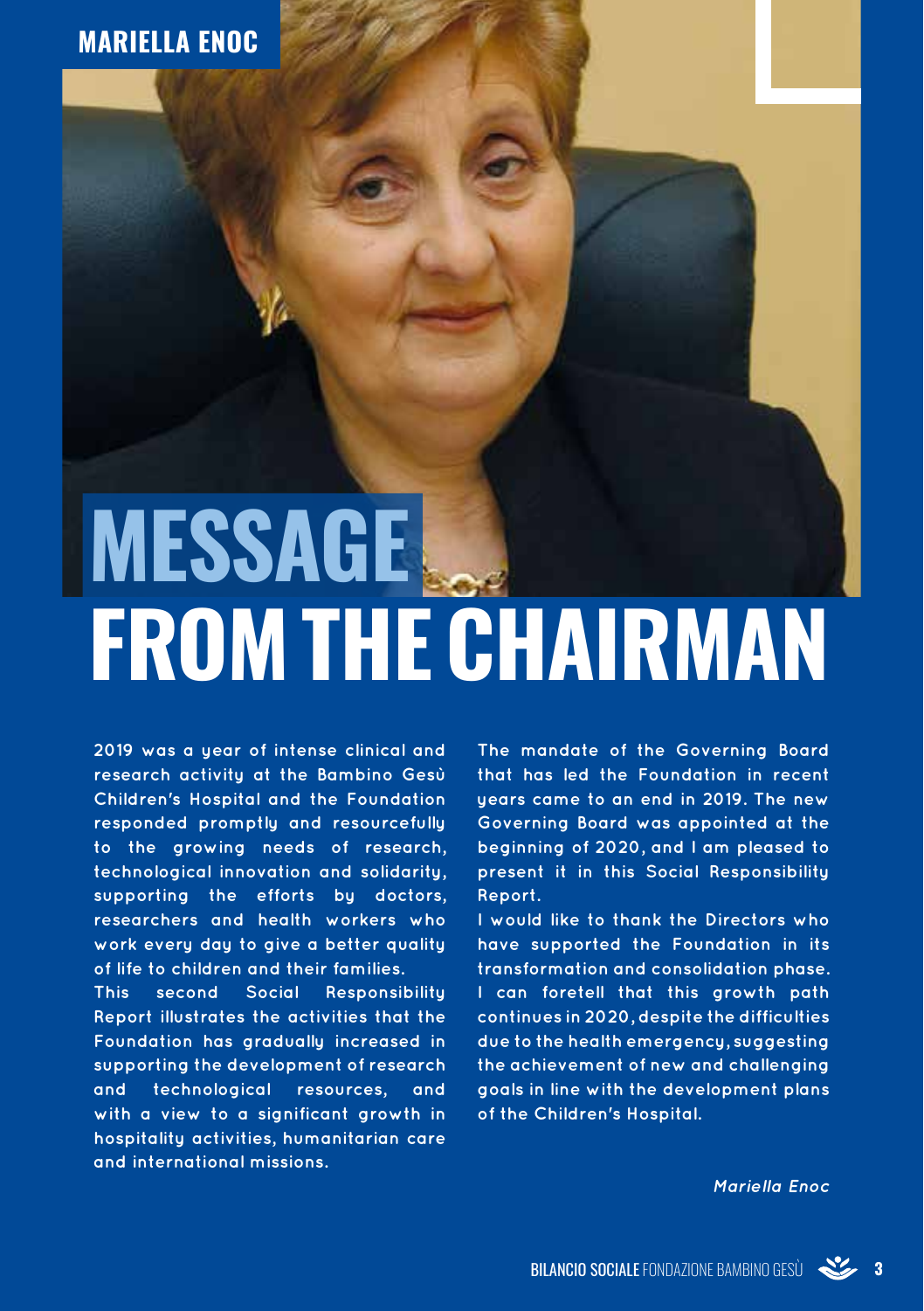MARIELLA ENOC

# MESSAGE FROM THE CHAIRMAN

**2019 was a year of intense clinical and research activity at the Bambino Gesù Children's Hospital and the Foundation responded promptly and resourcefully to the growing needs of research, technological innovation and solidarity, supporting the efforts by doctors, researchers and health workers who work every day to give a better quality of life to children and their families.**

**This second Social Responsibility Report illustrates the activities that the Foundation has gradually increased in supporting the development of research and technological resources, and with a view to a significant growth in hospitality activities, humanitarian care and international missions.**

**The mandate of the Governing Board that has led the Foundation in recent years came to an end in 2019. The new Governing Board was appointed at the beginning of 2020, and I am pleased to present it in this Social Responsibility Report.**

**I would like to thank the Directors who have supported the Foundation in its transformation and consolidation phase. I can foretell that this growth path continues in 2020, despite the difficulties due to the health emergency, suggesting the achievement of new and challenging goals in line with the development plans of the Children's Hospital.**

***Mariella Enoc***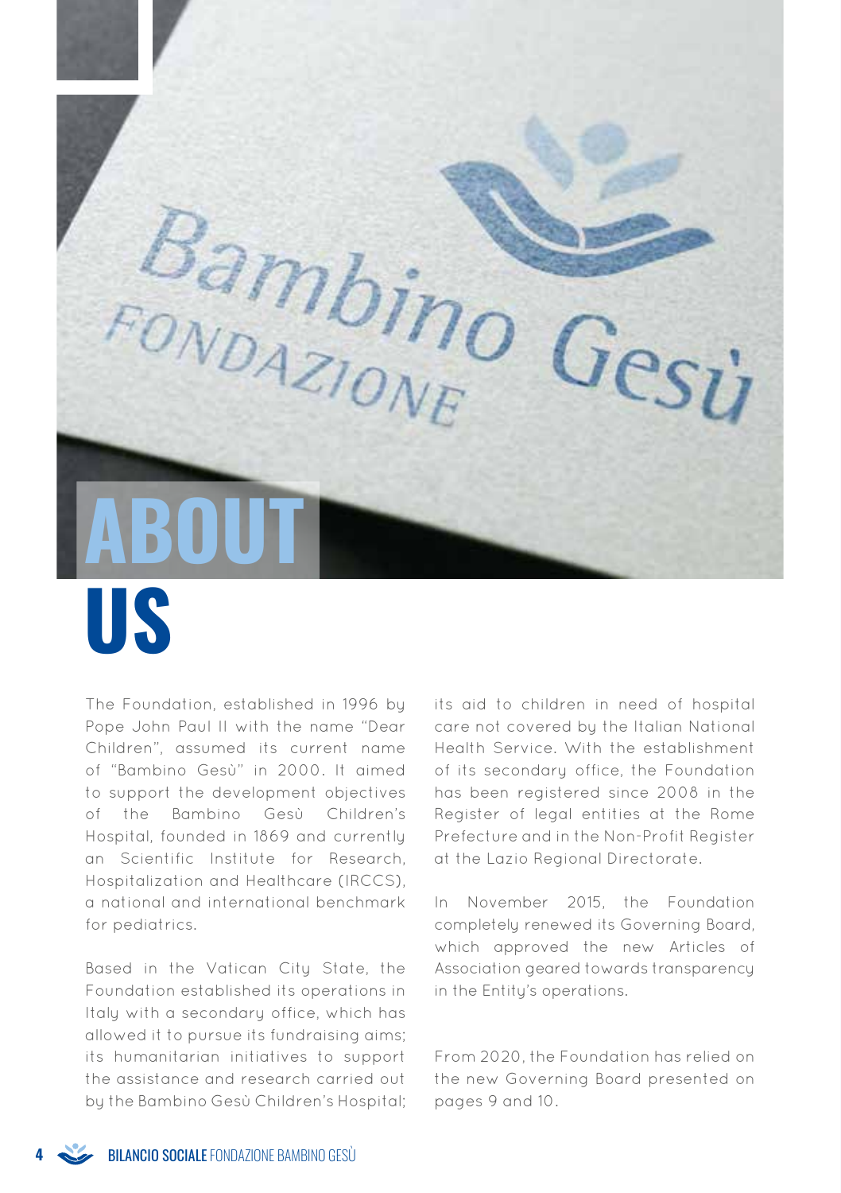# ABOUT US

The Foundation, established in 1996 by Pope John Paul II with the name "Dear Children", assumed its current name of "Bambino Gesù" in 2000. It aimed to support the development objectives of the Bambino Gesù Children's Hospital, founded in 1869 and currently an Scientific Institute for Research, Hospitalization and Healthcare (IRCCS), a national and international benchmark for pediatrics.

Based in the Vatican City State, the Foundation established its operations in Italy with a secondary office, which has allowed it to pursue its fundraising aims; its humanitarian initiatives to support the assistance and research carried out by the Bambino Gesù Children's Hospital; its aid to children in need of hospital care not covered by the Italian National Health Service. With the establishment of its secondary office, the Foundation has been registered since 2008 in the Register of legal entities at the Rome Prefecture and in the Non-Profit Register at the Lazio Regional Directorate.

In November 2015, the Foundation completely renewed its Governing Board, which approved the new Articles of Association geared towards transparency in the Entity's operations.

From 2020, the Foundation has relied on the new Governing Board presented on pages 9 and 10.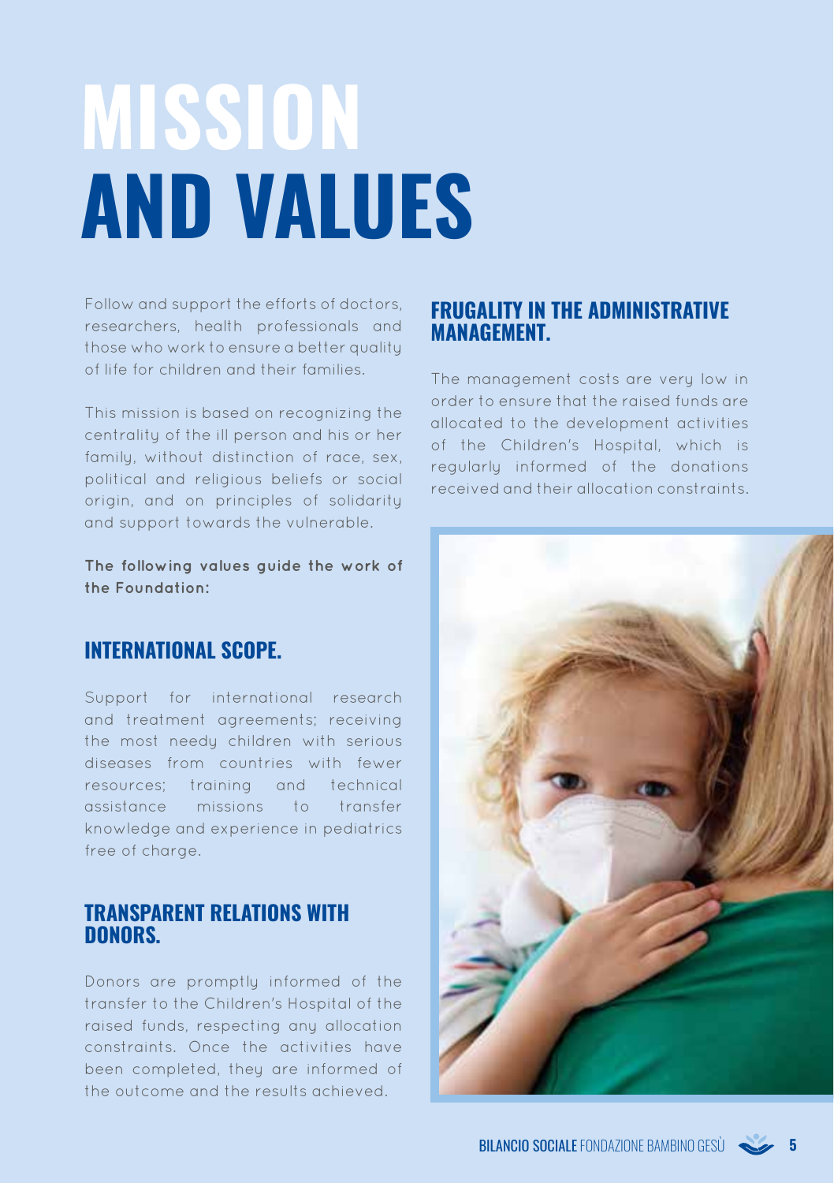# MISSION AND VALUES

Follow and support the efforts of doctors, researchers, health professionals and those who work to ensure a better quality of life for children and their families.

This mission is based on recognizing the centrality of the ill person and his or her family, without distinction of race, sex, political and religious beliefs or social origin, and on principles of solidarity and support towards the vulnerable.

**The following values guide the work of the Foundation:**

## INTERNATIONAL SCOPE.

Support for international research and treatment agreements; receiving the most needy children with serious diseases from countries with fewer resources; training and technical assistance missions to transfer knowledge and experience in pediatrics free of charge.

## TRANSPARENT RELATIONS WITH DONORS.

Donors are promptly informed of the transfer to the Children's Hospital of the raised funds, respecting any allocation constraints. Once the activities have been completed, they are informed of the outcome and the results achieved.

## FRUGALITY IN THE ADMINISTRATIVE MANAGEMENT.

The management costs are very low in order to ensure that the raised funds are allocated to the development activities of the Children's Hospital, which is regularly informed of the donations received and their allocation constraints.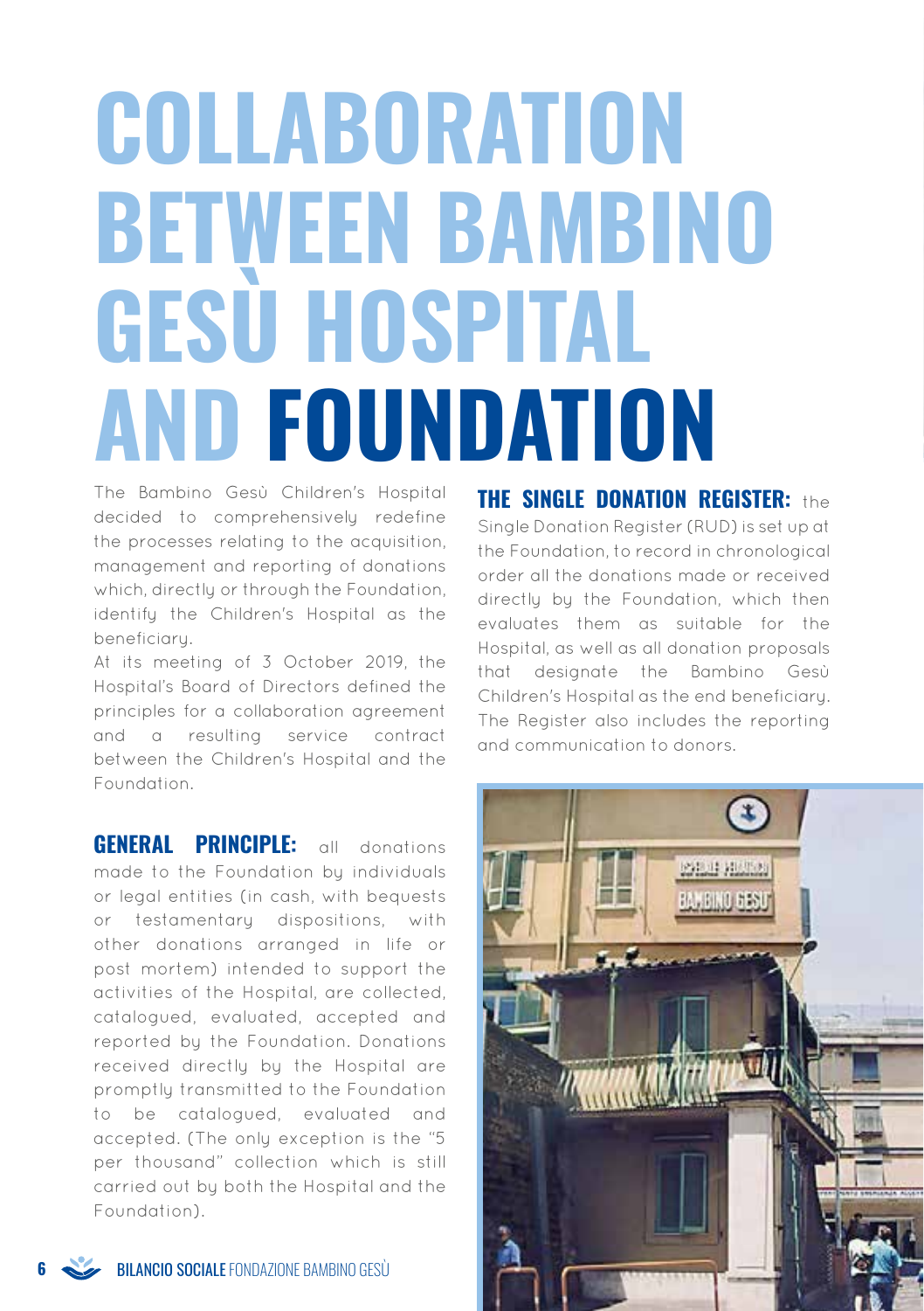# COLLABORATION BETWEEN BAMBINO GESÙ HOSPITAL AND FOUNDATION

The Bambino Gesù Children's Hospital decided to comprehensively redefine the processes relating to the acquisition, management and reporting of donations which, directly or through the Foundation, identify the Children's Hospital as the beneficiary.

At its meeting of 3 October 2019, the Hospital's Board of Directors defined the principles for a collaboration agreement and a resulting service contract between the Children's Hospital and the Foundation.

**GENERAL PRINCIPLE:** all donations made to the Foundation by individuals or legal entities (in cash, with bequests or testamentary dispositions, with other donations arranged in life or post mortem) intended to support the activities of the Hospital, are collected, catalogued, evaluated, accepted and reported by the Foundation. Donations received directly by the Hospital are promptly transmitted to the Foundation to be catalogued, evaluated and accepted. (The only exception is the "5 per thousand" collection which is still carried out by both the Hospital and the Foundation).

**THE SINGLE DONATION REGISTER:** the Single Donation Register (RUD) is set up at the Foundation, to record in chronological order all the donations made or received directly by the Foundation, which then evaluates them as suitable for the Hospital, as well as all donation proposals that designate the Bambino Gesù Children's Hospital as the end beneficiary. The Register also includes the reporting and communication to donors.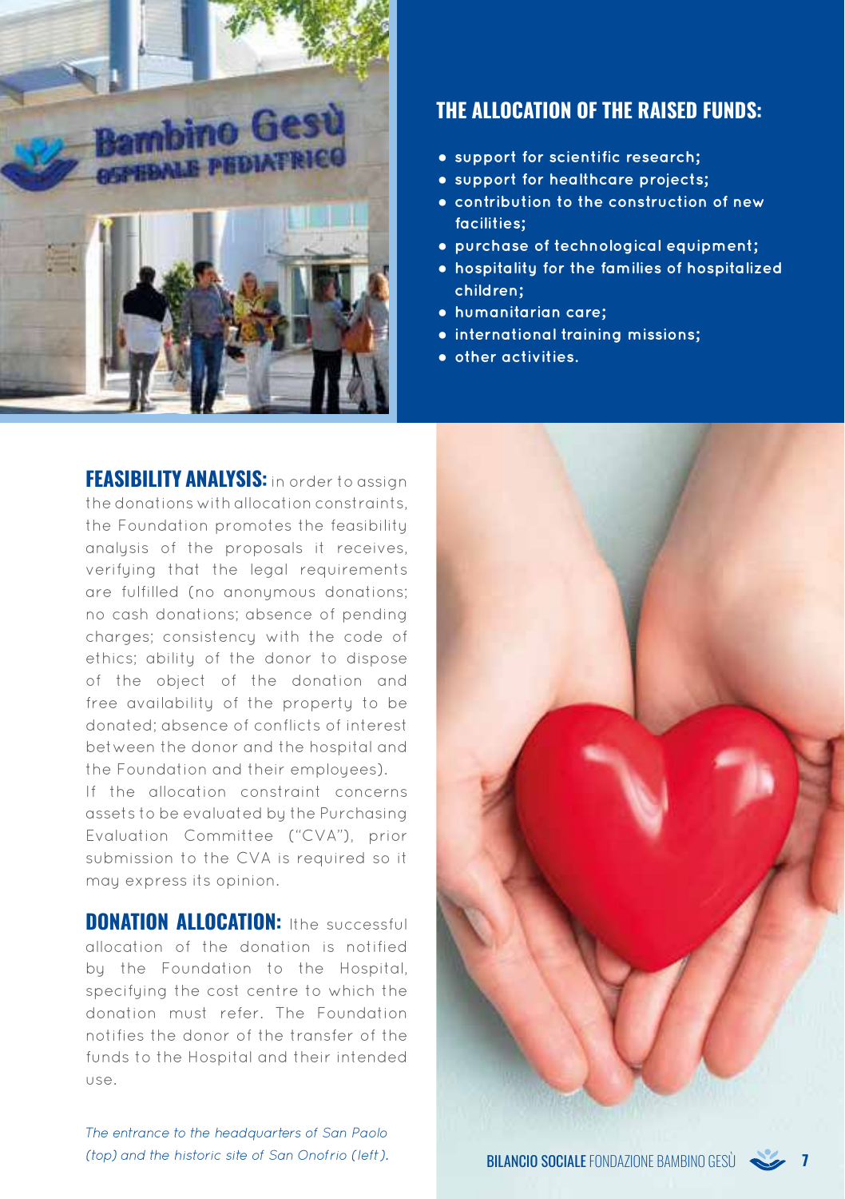## THE ALLOCATION OF THE RAISED FUNDS:

- support for scientific research;
- support for healthcare projects;
- contribution to the construction of new facilities;
- purchase of technological equipment;
- hospitality for the families of hospitalized children;
- humanitarian care;
- international training missions;
- other activities.

**FEASIBILITY ANALYSIS:** in order to assign the donations with allocation constraints, the Foundation promotes the feasibility analysis of the proposals it receives, verifying that the legal requirements are fulfilled (no anonymous donations; no cash donations; absence of pending charges; consistency with the code of ethics; ability of the donor to dispose of the object of the donation and free availability of the property to be donated; absence of conflicts of interest between the donor and the hospital and the Foundation and their employees).
If the allocation constraint concerns assets to be evaluated by the Purchasing Evaluation Committee ("CVA"), prior submission to the CVA is required so it may express its opinion.

**DONATION ALLOCATION:** Ithe successful allocation of the donation is notified by the Foundation to the Hospital, specifying the cost centre to which the donation must refer. The Foundation notifies the donor of the transfer of the funds to the Hospital and their intended use.

*The entrance to the headquarters of San Paolo (top) and the historic site of San Onofrio (left).*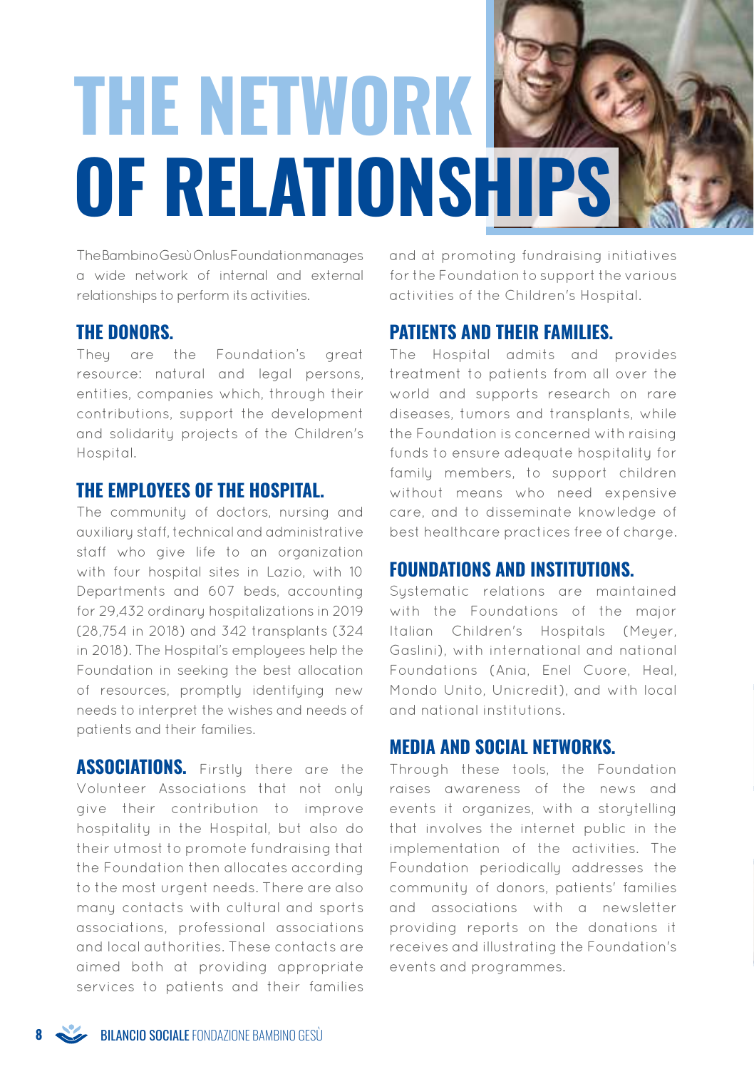# THE NETWORK OF RELATIONSHIPS

The Bambino Gesù Onlus Foundation manages a wide network of internal and external relationships to perform its activities.

## THE DONORS.

They are the Foundation's great resource: natural and legal persons, entities, companies which, through their contributions, support the development and solidarity projects of the Children's Hospital.

## THE EMPLOYEES OF THE HOSPITAL.

The community of doctors, nursing and auxiliary staff, technical and administrative staff who give life to an organization with four hospital sites in Lazio, with 10 Departments and 607 beds, accounting for 29,432 ordinary hospitalizations in 2019 (28,754 in 2018) and 342 transplants (324 in 2018). The Hospital's employees help the Foundation in seeking the best allocation of resources, promptly identifying new needs to interpret the wishes and needs of patients and their families.

**ASSOCIATIONS.** Firstly there are the Volunteer Associations that not only give their contribution to improve hospitality in the Hospital, but also do their utmost to promote fundraising that the Foundation then allocates according to the most urgent needs. There are also many contacts with cultural and sports associations, professional associations and local authorities. These contacts are aimed both at providing appropriate services to patients and their families and at promoting fundraising initiatives for the Foundation to support the various activities of the Children's Hospital.

## PATIENTS AND THEIR FAMILIES.

The Hospital admits and provides treatment to patients from all over the world and supports research on rare diseases, tumors and transplants, while the Foundation is concerned with raising funds to ensure adequate hospitality for family members, to support children without means who need expensive care, and to disseminate knowledge of best healthcare practices free of charge.

## FOUNDATIONS AND INSTITUTIONS.

Systematic relations are maintained with the Foundations of the major Italian Children's Hospitals (Meyer, Gaslini), with international and national Foundations (Ania, Enel Cuore, Heal, Mondo Unito, Unicredit), and with local and national institutions.

## MEDIA AND SOCIAL NETWORKS.

Through these tools, the Foundation raises awareness of the news and events it organizes, with a storytelling that involves the internet public in the implementation of the activities. The Foundation periodically addresses the community of donors, patients' families and associations with a newsletter providing reports on the donations it receives and illustrating the Foundation's events and programmes.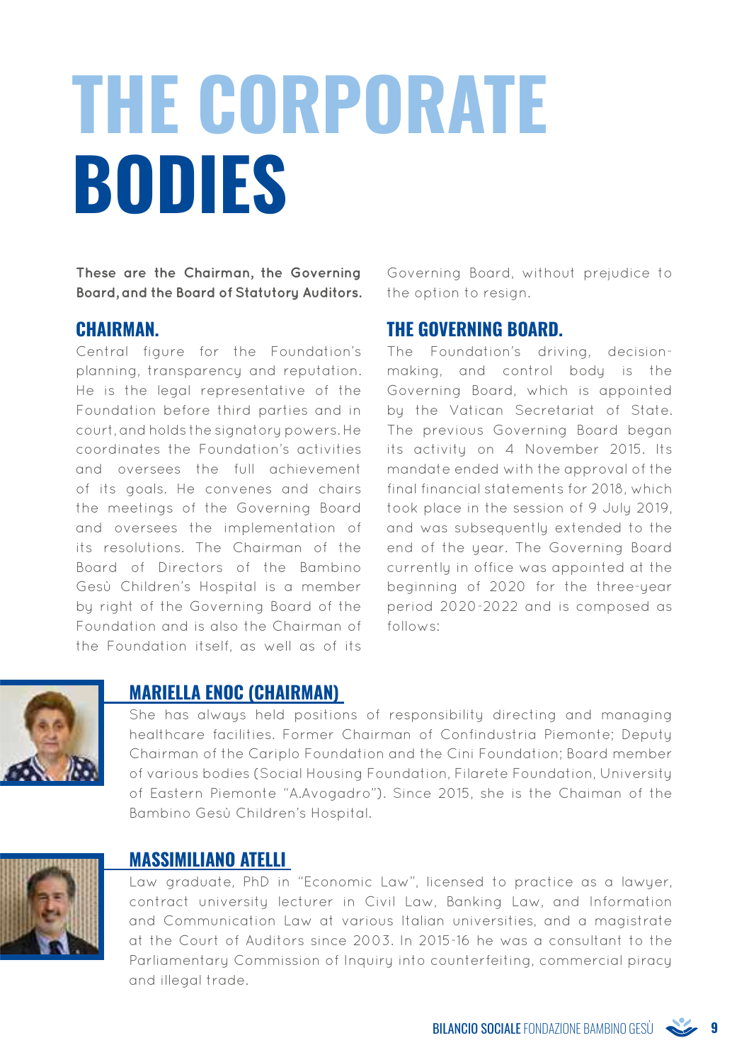# THE CORPORATE BODIES

**These are the Chairman, the Governing Board, and the Board of Statutory Auditors.**

## CHAIRMAN.

Central figure for the Foundation's planning, transparency and reputation. He is the legal representative of the Foundation before third parties and in court, and holds the signatory powers. He coordinates the Foundation's activities and oversees the full achievement of its goals. He convenes and chairs the meetings of the Governing Board and oversees the implementation of its resolutions. The Chairman of the Board of Directors of the Bambino Gesù Children's Hospital is a member by right of the Governing Board of the Foundation and is also the Chairman of the Foundation itself, as well as of its Governing Board, without prejudice to the option to resign.

## THE GOVERNING BOARD.

The Foundation's driving, decision-making, and control body is the Governing Board, which is appointed by the Vatican Secretariat of State. The previous Governing Board began its activity on 4 November 2015. Its mandate ended with the approval of the final financial statements for 2018, which took place in the session of 9 July 2019, and was subsequently extended to the end of the year. The Governing Board currently in office was appointed at the beginning of 2020 for the three-year period 2020-2022 and is composed as follows:

### MARIELLA ENOC (CHAIRMAN)

She has always held positions of responsibility directing and managing healthcare facilities. Former Chairman of Confindustria Piemonte; Deputy Chairman of the Cariplo Foundation and the Cini Foundation; Board member of various bodies (Social Housing Foundation, Filarete Foundation, University of Eastern Piemonte "A.Avogadro"). Since 2015, she is the Chaiman of the Bambino Gesù Children's Hospital.

### MASSIMILIANO ATELLI

Law graduate, PhD in "Economic Law", licensed to practice as a lawyer, contract university lecturer in Civil Law, Banking Law, and Information and Communication Law at various Italian universities, and a magistrate at the Court of Auditors since 2003. In 2015-16 he was a consultant to the Parliamentary Commission of Inquiry into counterfeiting, commercial piracy and illegal trade.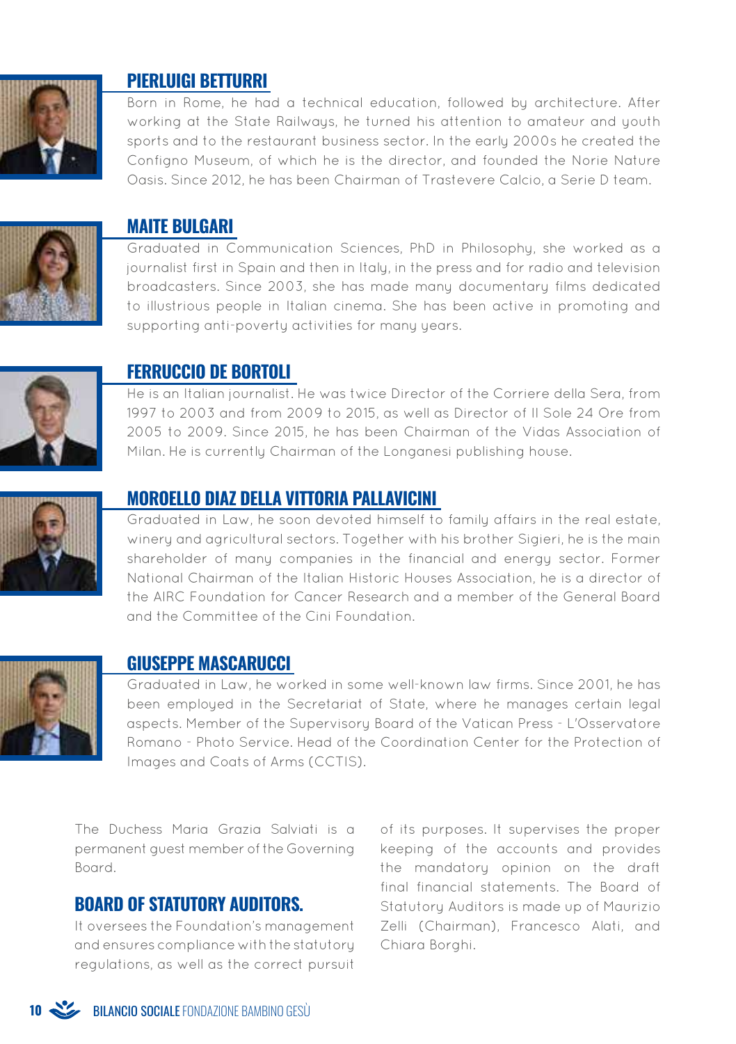## PIERLUIGI BETTURRI

Born in Rome, he had a technical education, followed by architecture. After working at the State Railways, he turned his attention to amateur and youth sports and to the restaurant business sector. In the early 2000s he created the Configno Museum, of which he is the director, and founded the Norie Nature Oasis. Since 2012, he has been Chairman of Trastevere Calcio, a Serie D team.

## MAITE BULGARI

Graduated in Communication Sciences, PhD in Philosophy, she worked as a journalist first in Spain and then in Italy, in the press and for radio and television broadcasters. Since 2003, she has made many documentary films dedicated to illustrious people in Italian cinema. She has been active in promoting and supporting anti-poverty activities for many years.

## FERRUCCIO DE BORTOLI

He is an Italian journalist. He was twice Director of the Corriere della Sera, from 1997 to 2003 and from 2009 to 2015, as well as Director of Il Sole 24 Ore from 2005 to 2009. Since 2015, he has been Chairman of the Vidas Association of Milan. He is currently Chairman of the Longanesi publishing house.

## MOROELLO DIAZ DELLA VITTORIA PALLAVICINI

Graduated in Law, he soon devoted himself to family affairs in the real estate, winery and agricultural sectors. Together with his brother Sigieri, he is the main shareholder of many companies in the financial and energy sector. Former National Chairman of the Italian Historic Houses Association, he is a director of the AIRC Foundation for Cancer Research and a member of the General Board and the Committee of the Cini Foundation.

## GIUSEPPE MASCARUCCI

Graduated in Law, he worked in some well-known law firms. Since 2001, he has been employed in the Secretariat of State, where he manages certain legal aspects. Member of the Supervisory Board of the Vatican Press - L'Osservatore Romano - Photo Service. Head of the Coordination Center for the Protection of Images and Coats of Arms (CCTIS).

The Duchess Maria Grazia Salviati is a permanent guest member of the Governing Board.

## BOARD OF STATUTORY AUDITORS.

It oversees the Foundation's management and ensures compliance with the statutory regulations, as well as the correct pursuit of its purposes. It supervises the proper keeping of the accounts and provides the mandatory opinion on the draft final financial statements. The Board of Statutory Auditors is made up of Maurizio Zelli (Chairman), Francesco Alati, and Chiara Borghi.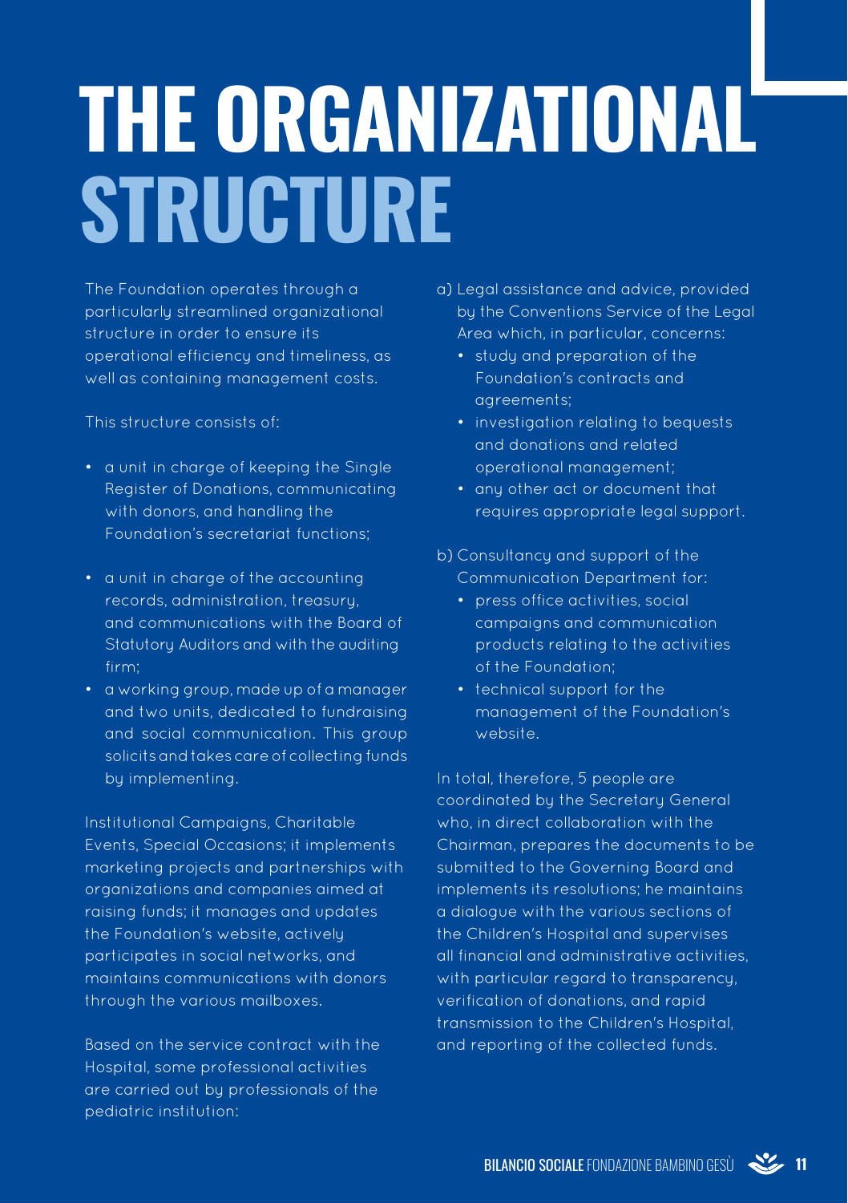# THE ORGANIZATIONAL STRUCTURE

The Foundation operates through a particularly streamlined organizational structure in order to ensure its operational efficiency and timeliness, as well as containing management costs.

This structure consists of:

- a unit in charge of keeping the Single Register of Donations, communicating with donors, and handling the Foundation's secretariat functions;
- a unit in charge of the accounting records, administration, treasury, and communications with the Board of Statutory Auditors and with the auditing firm;
- a working group, made up of a manager and two units, dedicated to fundraising and social communication. This group solicits and takes care of collecting funds by implementing.

Institutional Campaigns, Charitable Events, Special Occasions; it implements marketing projects and partnerships with organizations and companies aimed at raising funds; it manages and updates the Foundation's website, actively participates in social networks, and maintains communications with donors through the various mailboxes.

Based on the service contract with the Hospital, some professional activities are carried out by professionals of the pediatric institution:

a) Legal assistance and advice, provided by the Conventions Service of the Legal Area which, in particular, concerns:
   - study and preparation of the Foundation's contracts and agreements;
   - investigation relating to bequests and donations and related operational management;
   - any other act or document that requires appropriate legal support.

b) Consultancy and support of the Communication Department for:
   - press office activities, social campaigns and communication products relating to the activities of the Foundation;
   - technical support for the management of the Foundation's website.

In total, therefore, 5 people are coordinated by the Secretary General who, in direct collaboration with the Chairman, prepares the documents to be submitted to the Governing Board and implements its resolutions; he maintains a dialogue with the various sections of the Children's Hospital and supervises all financial and administrative activities, with particular regard to transparency, verification of donations, and rapid transmission to the Children's Hospital, and reporting of the collected funds.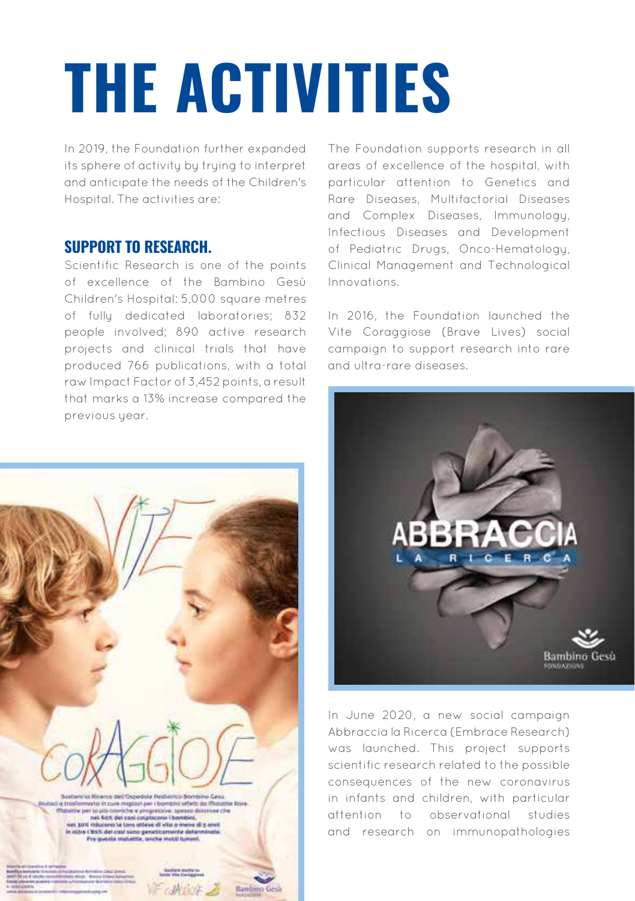# THE ACTIVITIES

In 2019, the Foundation further expanded its sphere of activity by trying to interpret and anticipate the needs of the Children's Hospital. The activities are:

## SUPPORT TO RESEARCH.

Scientific Research is one of the points of excellence of the Bambino Gesù Children's Hospital: 5,000 square metres of fully dedicated laboratories; 832 people involved; 890 active research projects and clinical trials that have produced 766 publications, with a total raw Impact Factor of 3,452 points, a result that marks a 13% increase compared the previous year.

The Foundation supports research in all areas of excellence of the hospital, with particular attention to Genetics and Rare Diseases, Multifactorial Diseases and Complex Diseases, Immunology, Infectious Diseases and Development of Pediatric Drugs, Onco-Hematology, Clinical Management and Technological Innovations.

In 2016, the Foundation launched the Vite Coraggiose (Brave Lives) social campaign to support research into rare and ultra-rare diseases.

In June 2020, a new social campaign Abbraccia la Ricerca (Embrace Research) was launched. This project supports scientific research related to the possible consequences of the new coronavirus in infants and children, with particular attention to observational studies and research on immunopathologies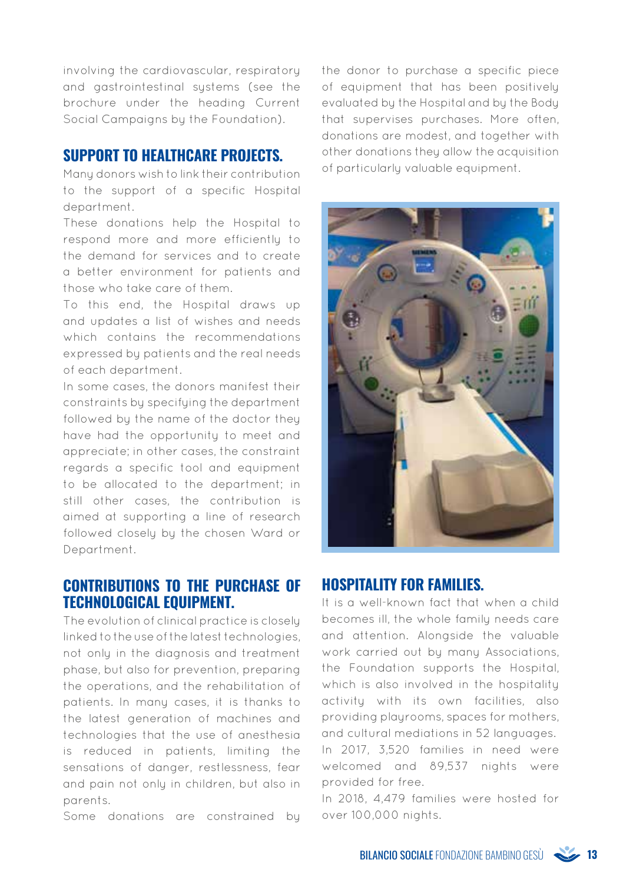involving the cardiovascular, respiratory and gastrointestinal systems (see the brochure under the heading Current Social Campaigns by the Foundation).

## SUPPORT TO HEALTHCARE PROJECTS.

Many donors wish to link their contribution to the support of a specific Hospital department.

These donations help the Hospital to respond more and more efficiently to the demand for services and to create a better environment for patients and those who take care of them.

To this end, the Hospital draws up and updates a list of wishes and needs which contains the recommendations expressed by patients and the real needs of each department.

In some cases, the donors manifest their constraints by specifying the department followed by the name of the doctor they have had the opportunity to meet and appreciate; in other cases, the constraint regards a specific tool and equipment to be allocated to the department; in still other cases, the contribution is aimed at supporting a line of research followed closely by the chosen Ward or Department.

## CONTRIBUTIONS TO THE PURCHASE OF TECHNOLOGICAL EQUIPMENT.

The evolution of clinical practice is closely linked to the use of the latest technologies, not only in the diagnosis and treatment phase, but also for prevention, preparing the operations, and the rehabilitation of patients. In many cases, it is thanks to the latest generation of machines and technologies that the use of anesthesia is reduced in patients, limiting the sensations of danger, restlessness, fear and pain not only in children, but also in parents.

Some donations are constrained by the donor to purchase a specific piece of equipment that has been positively evaluated by the Hospital and by the Body that supervises purchases. More often, donations are modest, and together with other donations they allow the acquisition of particularly valuable equipment.

## HOSPITALITY FOR FAMILIES.

It is a well-known fact that when a child becomes ill, the whole family needs care and attention. Alongside the valuable work carried out by many Associations, the Foundation supports the Hospital, which is also involved in the hospitality activity with its own facilities, also providing playrooms, spaces for mothers, and cultural mediations in 52 languages.

In 2017, 3,520 families in need were welcomed and 89,537 nights were provided for free.

In 2018, 4,479 families were hosted for over 100,000 nights.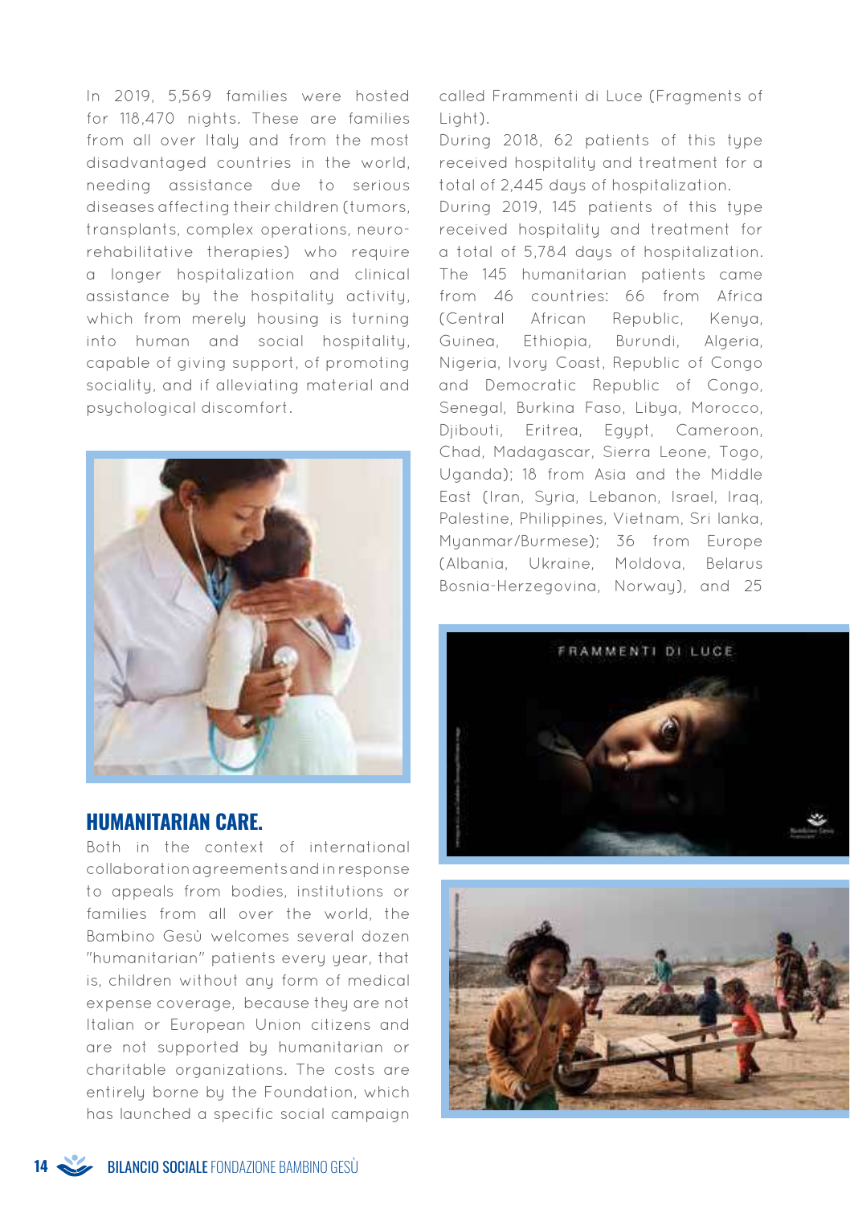In 2019, 5,569 families were hosted for 118,470 nights. These are families from all over Italy and from the most disadvantaged countries in the world, needing assistance due to serious diseases affecting their children (tumors, transplants, complex operations, neuro-rehabilitative therapies) who require a longer hospitalization and clinical assistance by the hospitality activity, which from merely housing is turning into human and social hospitality, capable of giving support, of promoting sociality, and if alleviating material and psychological discomfort.

## HUMANITARIAN CARE.

Both in the context of international collaboration agreements and in response to appeals from bodies, institutions or families from all over the world, the Bambino Gesù welcomes several dozen "humanitarian" patients every year, that is, children without any form of medical expense coverage, because they are not Italian or European Union citizens and are not supported by humanitarian or charitable organizations. The costs are entirely borne by the Foundation, which has launched a specific social campaign called Frammenti di Luce (Fragments of Light).

During 2018, 62 patients of this type received hospitality and treatment for a total of 2,445 days of hospitalization.

During 2019, 145 patients of this type received hospitality and treatment for a total of 5,784 days of hospitalization. The 145 humanitarian patients came from 46 countries: 66 from Africa (Central African Republic, Kenya, Guinea, Ethiopia, Burundi, Algeria, Nigeria, Ivory Coast, Republic of Congo and Democratic Republic of Congo, Senegal, Burkina Faso, Libya, Morocco, Djibouti, Eritrea, Egypt, Cameroon, Chad, Madagascar, Sierra Leone, Togo, Uganda); 18 from Asia and the Middle East (Iran, Syria, Lebanon, Israel, Iraq, Palestine, Philippines, Vietnam, Sri lanka, Myanmar/Burmese); 36 from Europe (Albania, Ukraine, Moldova, Belarus Bosnia-Herzegovina, Norway), and 25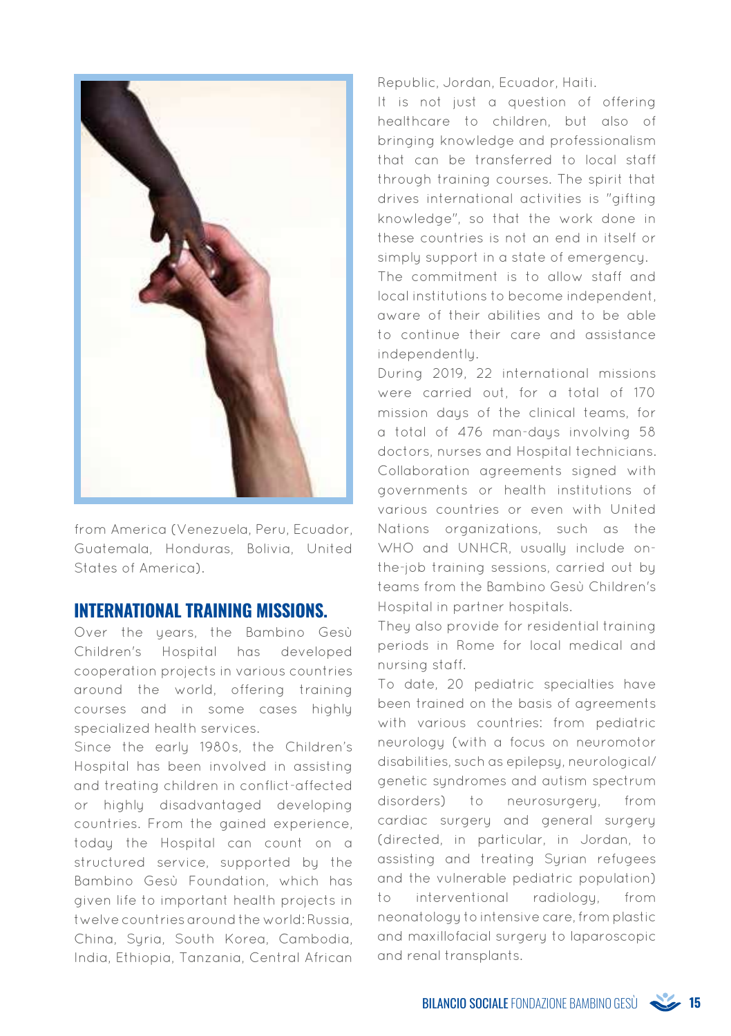from America (Venezuela, Peru, Ecuador, Guatemala, Honduras, Bolivia, United States of America).

## INTERNATIONAL TRAINING MISSIONS.

Over the years, the Bambino Gesù Children's Hospital has developed cooperation projects in various countries around the world, offering training courses and in some cases highly specialized health services.

Since the early 1980s, the Children's Hospital has been involved in assisting and treating children in conflict-affected or highly disadvantaged developing countries. From the gained experience, today the Hospital can count on a structured service, supported by the Bambino Gesù Foundation, which has given life to important health projects in twelve countries around the world: Russia, China, Syria, South Korea, Cambodia, India, Ethiopia, Tanzania, Central African Republic, Jordan, Ecuador, Haiti.

It is not just a question of offering healthcare to children, but also of bringing knowledge and professionalism that can be transferred to local staff through training courses. The spirit that drives international activities is "gifting knowledge", so that the work done in these countries is not an end in itself or simply support in a state of emergency.

The commitment is to allow staff and local institutions to become independent, aware of their abilities and to be able to continue their care and assistance independently.

During 2019, 22 international missions were carried out, for a total of 170 mission days of the clinical teams, for a total of 476 man-days involving 58 doctors, nurses and Hospital technicians. Collaboration agreements signed with governments or health institutions of various countries or even with United Nations organizations, such as the WHO and UNHCR, usually include on-the-job training sessions, carried out by teams from the Bambino Gesù Children's Hospital in partner hospitals.

They also provide for residential training periods in Rome for local medical and nursing staff.

To date, 20 pediatric specialties have been trained on the basis of agreements with various countries: from pediatric neurology (with a focus on neuromotor disabilities, such as epilepsy, neurological/genetic syndromes and autism spectrum disorders) to neurosurgery, from cardiac surgery and general surgery (directed, in particular, in Jordan, to assisting and treating Syrian refugees and the vulnerable pediatric population) to interventional radiology, from neonatology to intensive care, from plastic and maxillofacial surgery to laparoscopic and renal transplants.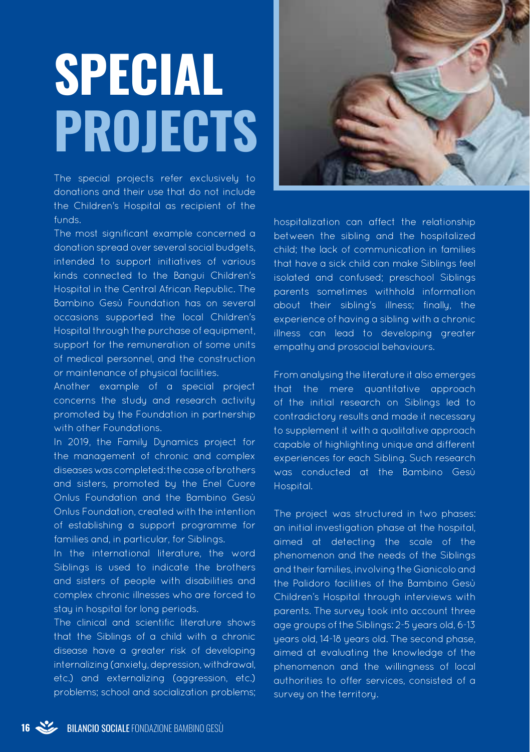# SPECIAL PROJECTS

The special projects refer exclusively to donations and their use that do not include the Children's Hospital as recipient of the funds.

The most significant example concerned a donation spread over several social budgets, intended to support initiatives of various kinds connected to the Bangui Children's Hospital in the Central African Republic. The Bambino Gesù Foundation has on several occasions supported the local Children's Hospital through the purchase of equipment, support for the remuneration of some units of medical personnel, and the construction or maintenance of physical facilities.

Another example of a special project concerns the study and research activity promoted by the Foundation in partnership with other Foundations.

In 2019, the Family Dynamics project for the management of chronic and complex diseases was completed: the case of brothers and sisters, promoted by the Enel Cuore Onlus Foundation and the Bambino Gesù Onlus Foundation, created with the intention of establishing a support programme for families and, in particular, for Siblings.

In the international literature, the word Siblings is used to indicate the brothers and sisters of people with disabilities and complex chronic illnesses who are forced to stay in hospital for long periods.

The clinical and scientific literature shows that the Siblings of a child with a chronic disease have a greater risk of developing internalizing (anxiety, depression, withdrawal, etc.) and externalizing (aggression, etc.) problems; school and socialization problems; hospitalization can affect the relationship between the sibling and the hospitalized child; the lack of communication in families that have a sick child can make Siblings feel isolated and confused; preschool Siblings parents sometimes withhold information about their sibling's illness; finally, the experience of having a sibling with a chronic illness can lead to developing greater empathy and prosocial behaviours.

From analysing the literature it also emerges that the mere quantitative approach of the initial research on Siblings led to contradictory results and made it necessary to supplement it with a qualitative approach capable of highlighting unique and different experiences for each Sibling. Such research was conducted at the Bambino Gesù Hospital.

The project was structured in two phases: an initial investigation phase at the hospital, aimed at detecting the scale of the phenomenon and the needs of the Siblings and their families, involving the Gianicolo and the Palidoro facilities of the Bambino Gesù Children's Hospital through interviews with parents. The survey took into account three age groups of the Siblings: 2-5 years old, 6-13 years old, 14-18 years old. The second phase, aimed at evaluating the knowledge of the phenomenon and the willingness of local authorities to offer services, consisted of a survey on the territory.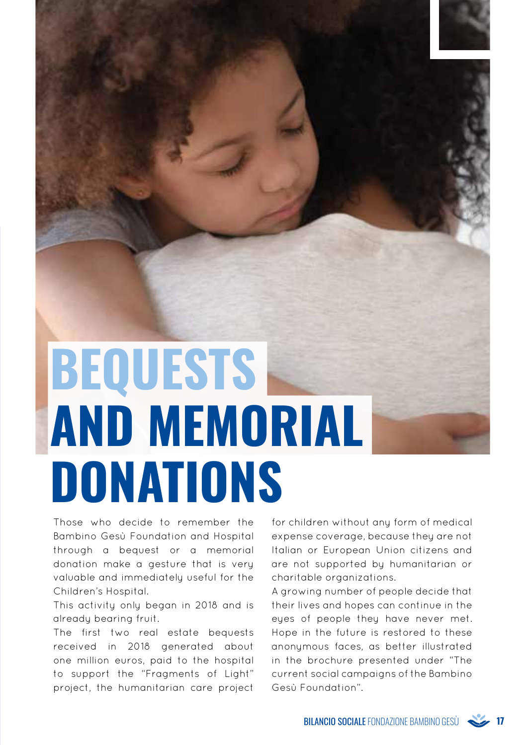# BEQUESTS AND MEMORIAL DONATIONS

Those who decide to remember the Bambino Gesù Foundation and Hospital through a bequest or a memorial donation make a gesture that is very valuable and immediately useful for the Children's Hospital.

This activity only began in 2018 and is already bearing fruit.

The first two real estate bequests received in 2018 generated about one million euros, paid to the hospital to support the "Fragments of Light" project, the humanitarian care project for children without any form of medical expense coverage, because they are not Italian or European Union citizens and are not supported by humanitarian or charitable organizations.

A growing number of people decide that their lives and hopes can continue in the eyes of people they have never met. Hope in the future is restored to these anonymous faces, as better illustrated in the brochure presented under "The current social campaigns of the Bambino Gesù Foundation".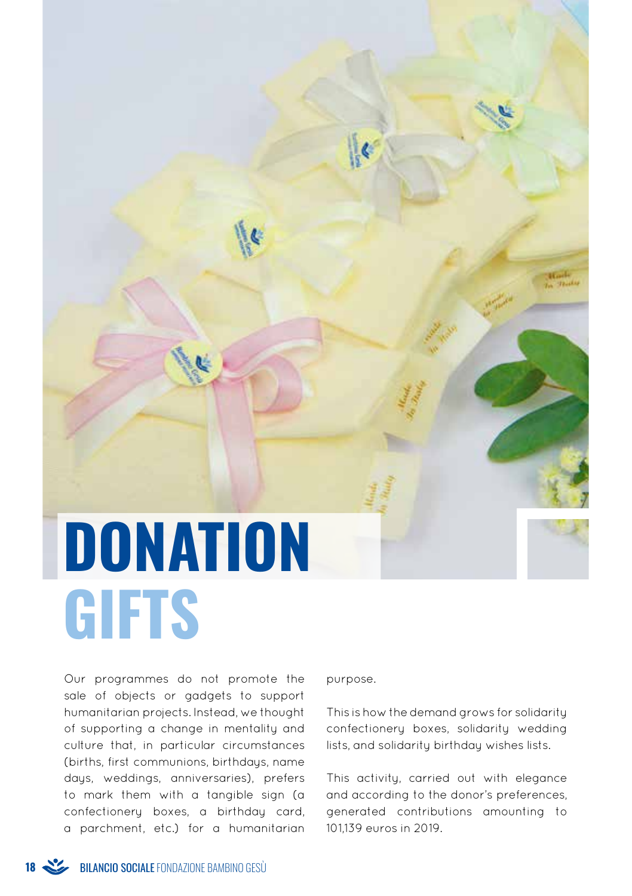# DONATION GIFTS

Our programmes do not promote the sale of objects or gadgets to support humanitarian projects. Instead, we thought of supporting a change in mentality and culture that, in particular circumstances (births, first communions, birthdays, name days, weddings, anniversaries), prefers to mark them with a tangible sign (a confectionery boxes, a birthday card, a parchment, etc.) for a humanitarian purpose.

This is how the demand grows for solidarity confectionery boxes, solidarity wedding lists, and solidarity birthday wishes lists.

This activity, carried out with elegance and according to the donor's preferences, generated contributions amounting to 101,139 euros in 2019.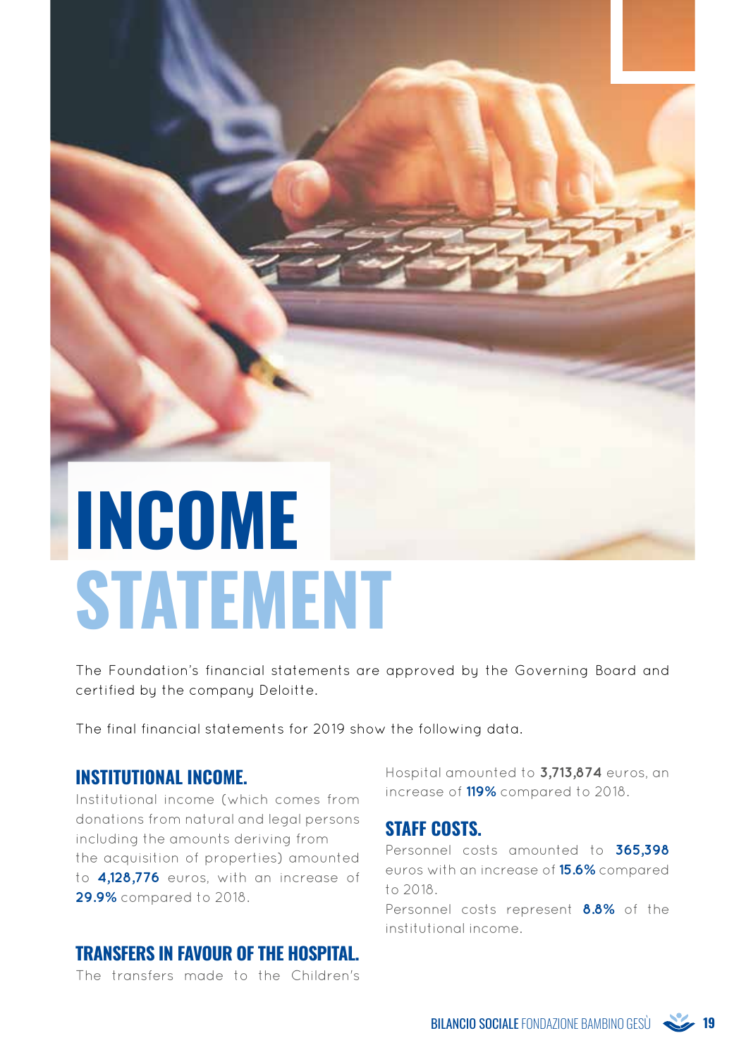# INCOME STATEMENT

The Foundation's financial statements are approved by the Governing Board and certified by the company Deloitte.

The final financial statements for 2019 show the following data.

### INSTITUTIONAL INCOME.

Institutional income (which comes from donations from natural and legal persons including the amounts deriving from the acquisition of properties) amounted to **4,128,776** euros, with an increase of **29.9%** compared to 2018.

### TRANSFERS IN FAVOUR OF THE HOSPITAL.

The transfers made to the Children's Hospital amounted to **3,713,874** euros, an increase of **119%** compared to 2018.

### STAFF COSTS.

Personnel costs amounted to **365,398** euros with an increase of **15.6%** compared to 2018.
Personnel costs represent **8.8%** of the institutional income.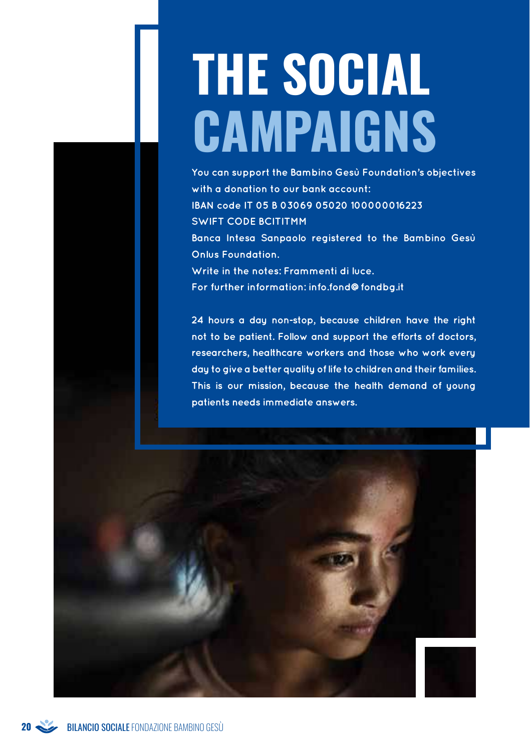# THE SOCIAL CAMPAIGNS

You can support the Bambino Gesù Foundation's objectives with a donation to our bank account:
IBAN code IT 05 B 03069 05020 100000016223
SWIFT CODE BCITITMM
Banca Intesa Sanpaolo registered to the Bambino Gesù Onlus Foundation.
Write in the notes: Frammenti di luce.
For further information: info.fond@fondbg.it

24 hours a day non-stop, because children have the right not to be patient. Follow and support the efforts of doctors, researchers, healthcare workers and those who work every day to give a better quality of life to children and their families. This is our mission, because the health demand of young patients needs immediate answers.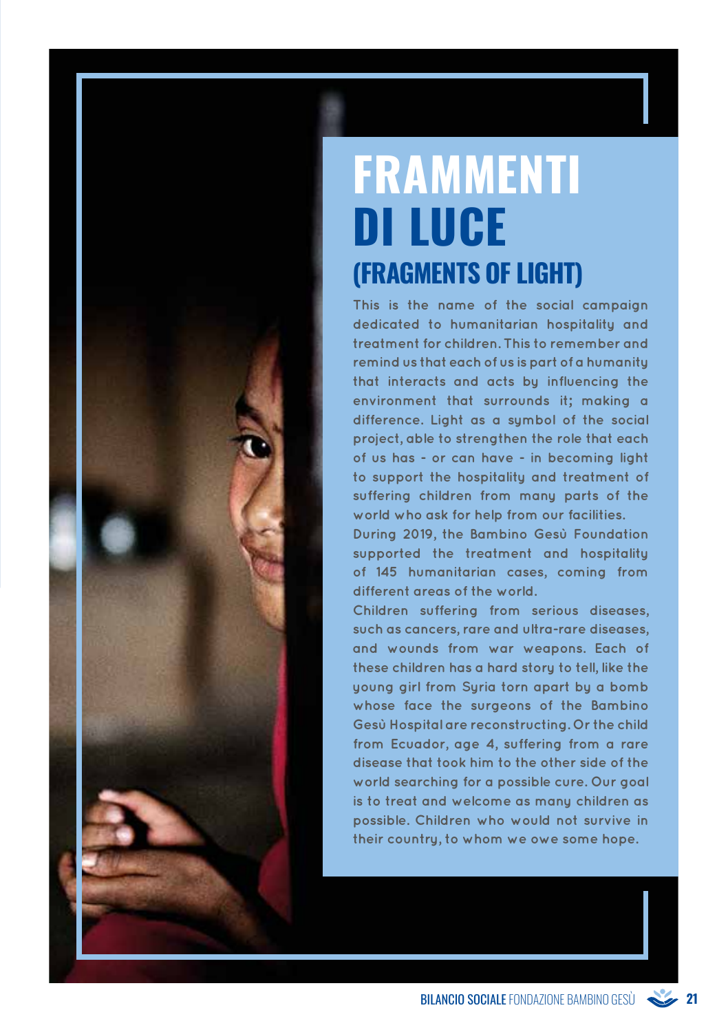# FRAMMENTI DI LUCE (FRAGMENTS OF LIGHT)

This is the name of the social campaign dedicated to humanitarian hospitality and treatment for children. This to remember and remind us that each of us is part of a humanity that interacts and acts by influencing the environment that surrounds it; making a difference. Light as a symbol of the social project, able to strengthen the role that each of us has - or can have - in becoming light to support the hospitality and treatment of suffering children from many parts of the world who ask for help from our facilities.

During 2019, the Bambino Gesù Foundation supported the treatment and hospitality of 145 humanitarian cases, coming from different areas of the world.

Children suffering from serious diseases, such as cancers, rare and ultra-rare diseases, and wounds from war weapons. Each of these children has a hard story to tell, like the young girl from Syria torn apart by a bomb whose face the surgeons of the Bambino Gesù Hospital are reconstructing. Or the child from Ecuador, age 4, suffering from a rare disease that took him to the other side of the world searching for a possible cure. Our goal is to treat and welcome as many children as possible. Children who would not survive in their country, to whom we owe some hope.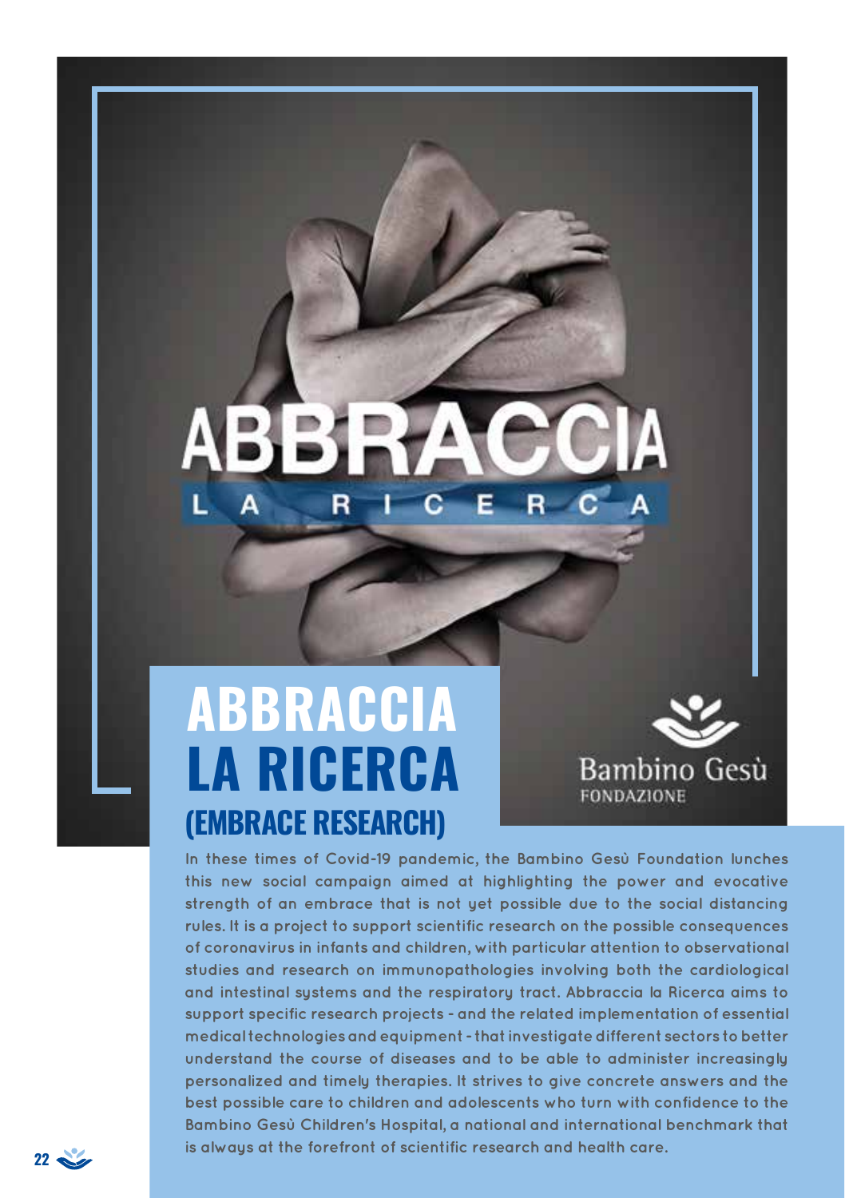# ABBRACCIA LA RICERCA (EMBRACE RESEARCH)

In these times of Covid-19 pandemic, the Bambino Gesù Foundation lunches this new social campaign aimed at highlighting the power and evocative strength of an embrace that is not yet possible due to the social distancing rules. It is a project to support scientific research on the possible consequences of coronavirus in infants and children, with particular attention to observational studies and research on immunopathologies involving both the cardiological and intestinal systems and the respiratory tract. Abbraccia la Ricerca aims to support specific research projects - and the related implementation of essential medical technologies and equipment - that investigate different sectors to better understand the course of diseases and to be able to administer increasingly personalized and timely therapies. It strives to give concrete answers and the best possible care to children and adolescents who turn with confidence to the Bambino Gesù Children's Hospital, a national and international benchmark that is always at the forefront of scientific research and health care.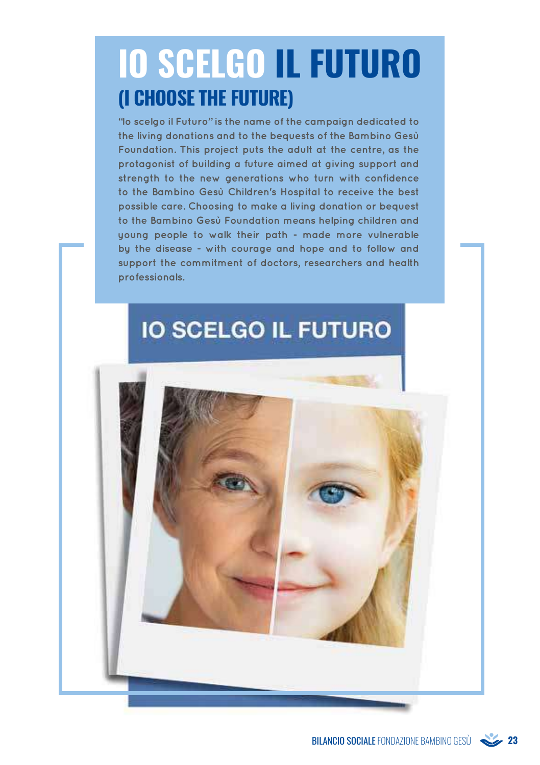# IO SCELGO IL FUTURO
## (I CHOOSE THE FUTURE)

"Io scelgo il Futuro" is the name of the campaign dedicated to the living donations and to the bequests of the Bambino Gesù Foundation. This project puts the adult at the centre, as the protagonist of building a future aimed at giving support and strength to the new generations who turn with confidence to the Bambino Gesù Children's Hospital to receive the best possible care. Choosing to make a living donation or bequest to the Bambino Gesù Foundation means helping children and young people to walk their path - made more vulnerable by the disease - with courage and hope and to follow and support the commitment of doctors, researchers and health professionals.

IO SCELGO IL FUTURO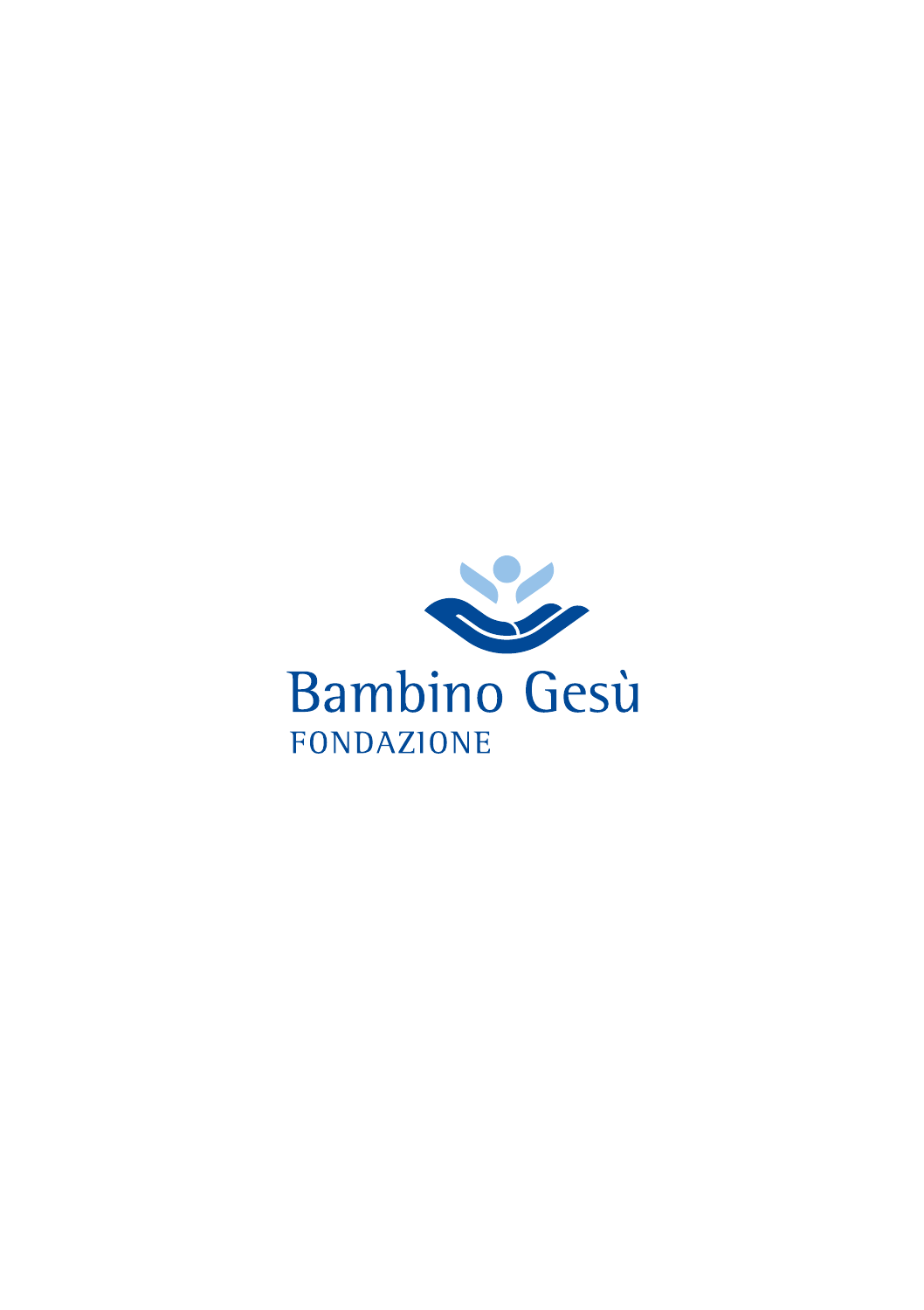Bambino Gesù

FONDAZIONE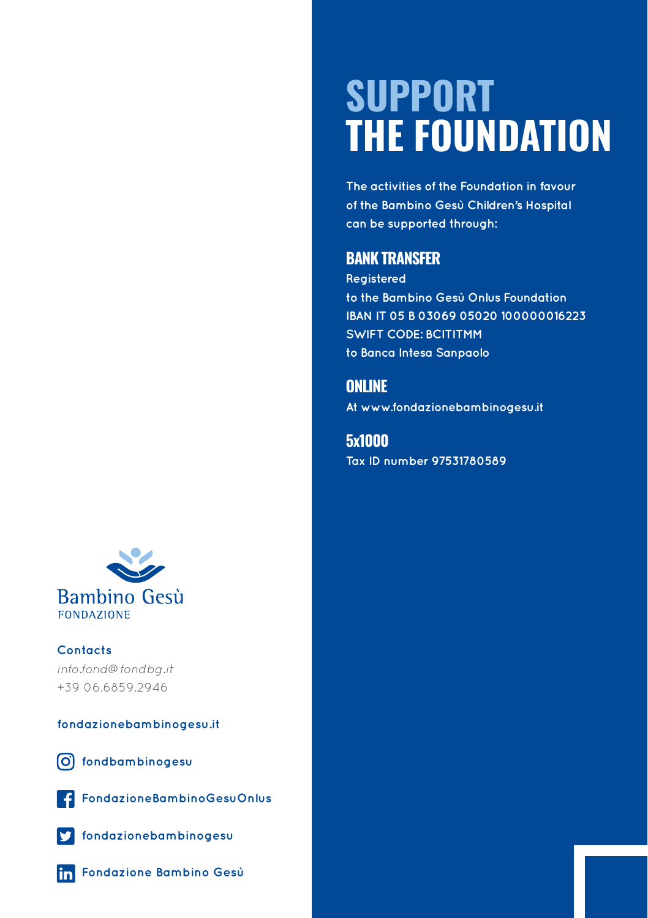# SUPPORT THE FOUNDATION

The activities of the Foundation in favour of the Bambino Gesù Children's Hospital can be supported through:

## BANK TRANSFER

Registered
to the Bambino Gesù Onlus Foundation
IBAN IT 05 B 03069 05020 100000016223
SWIFT CODE: BCITITMM
to Banca Intesa Sanpaolo

## ONLINE

At www.fondazionebambinogesu.it

## 5x1000

Tax ID number 97531780589

Bambino Gesù
FONDAZIONE

**Contacts**
*info.fond@fondbg.it*
+39 06.6859.2946

**fondazionebambinogesu.it**

fondbambinogesu

FondazioneBambinoGesuOnlus

fondazionebambinogesu

Fondazione Bambino Gesù